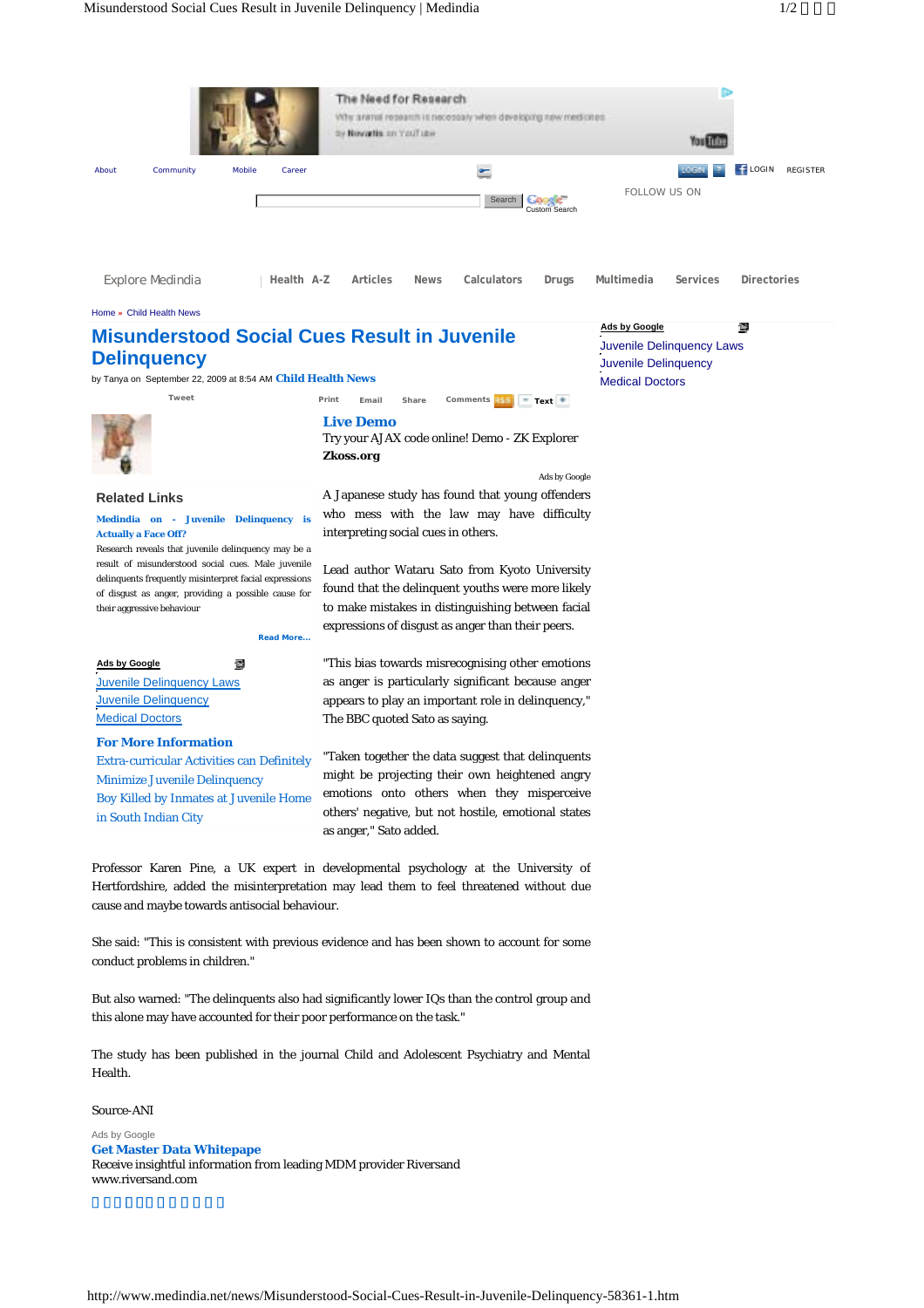About Community Mobile Career

LOGIN REGISTER

FOLLOW US ON

Explore Medindia | Health A-Z | Articles | News | Calculators | Drugs | Multimedia | Services | Directories

Home » Child Health News

# Misunderstood Social Cues Result in Juvenile Delinquency

by Tanya on September 22, 2009 at 8:54 AM **Child Health News**

Tweet Print Email Share Comments Text

**Live Demo**
Try your AJAX code online! Demo - ZK Explorer
**Zkoss.org**

Ads by Google

A Japanese study has found that young offenders who mess with the law may have difficulty interpreting social cues in others.

Lead author Wataru Sato from Kyoto University found that the delinquent youths were more likely to make mistakes in distinguishing between facial expressions of disgust as anger than their peers.

"This bias towards misrecognising other emotions as anger is particularly significant because anger appears to play an important role in delinquency," The BBC quoted Sato as saying.

"Taken together the data suggest that delinquents might be projecting their own heightened angry emotions onto others when they misperceive others' negative, but not hostile, emotional states as anger," Sato added.

Professor Karen Pine, a UK expert in developmental psychology at the University of Hertfordshire, added the misinterpretation may lead them to feel threatened without due cause and maybe towards antisocial behaviour.

She said: "This is consistent with previous evidence and has been shown to account for some conduct problems in children."

But also warned: "The delinquents also had significantly lower IQs than the control group and this alone may have accounted for their poor performance on the task."

The study has been published in the journal Child and Adolescent Psychiatry and Mental Health.

Source-ANI

## Related Links

**Medindia on - Juvenile Delinquency is Actually a Face Off?**
Research reveals that juvenile delinquency may be a result of misunderstood social cues. Male juvenile delinquents frequently misinterpret facial expressions of disgust as anger, providing a possible cause for their aggressive behaviour

Read More...

Ads by Google

- Juvenile Delinquency Laws
- Juvenile Delinquency
- Medical Doctors

## For More Information

- Extra-curricular Activities can Definitely Minimize Juvenile Delinquency
- Boy Killed by Inmates at Juvenile Home in South Indian City

Ads by Google
**Get Master Data Whitepape**
Receive insightful information from leading MDM provider Riversand
www.riversand.com

Ads by Google

- Juvenile Delinquency Laws
- Juvenile Delinquency
- Medical Doctors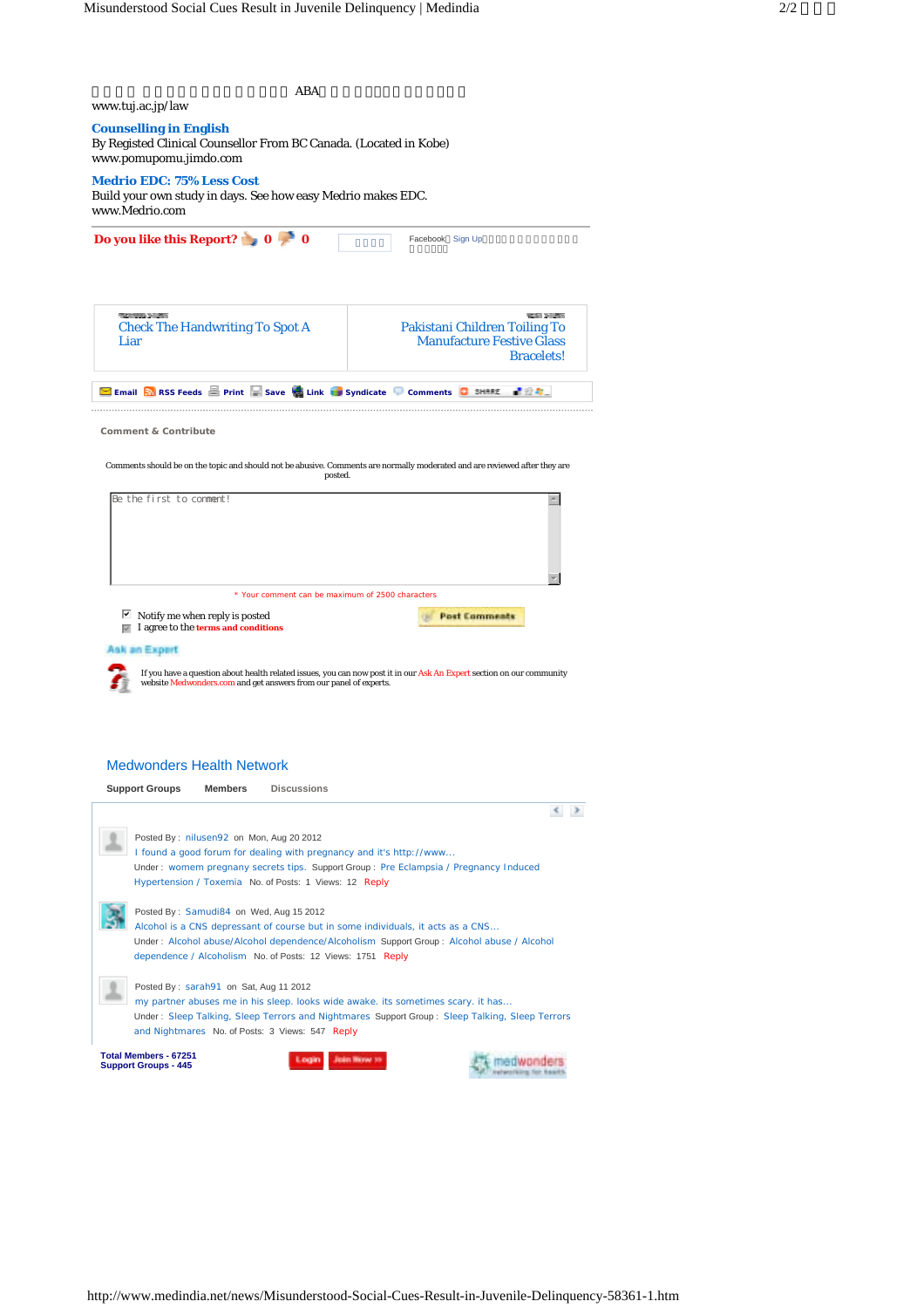ABA
www.tuj.ac.jp/law

**Counselling in English**
By Registed Clinical Counsellor From BC Canada. (Located in Kobe)
www.pomupomu.jimdo.com

**Medrio EDC: 75% Less Cost**
Build your own study in days. See how easy Medrio makes EDC.
www.Medrio.com

**Do you like this Report?** 0 0

Facebook Sign Up

Check The Handwriting To Spot A Liar

Pakistani Children Toiling To Manufacture Festive Glass Bracelets!

Email RSS Feeds Print Save Link Syndicate Comments SHARE

**Comment & Contribute**

Comments should be on the topic and should not be abusive. Comments are normally moderated and are reviewed after they are posted.

Be the first to comment!

\* Your comment can be maximum of 2500 characters

Notify me when reply is posted
I agree to the **terms and conditions**

Post Comments

**Ask an Expert**

If you have a question about health related issues, you can now post it in our Ask An Expert section on our community website Medwonders.com and get answers from our panel of experts.

## Medwonders Health Network

**Support Groups** **Members** Discussions

Posted By : nilusen92 on Mon, Aug 20 2012
I found a good forum for dealing with pregnancy and it's http://www...
Under : womem pregnany secrets tips. Support Group : Pre Eclampsia / Pregnancy Induced Hypertension / Toxemia No. of Posts: 1 Views: 12 Reply

Posted By : Samudi84 on Wed, Aug 15 2012
Alcohol is a CNS depressant of course but in some individuals, it acts as a CNS...
Under : Alcohol abuse/Alcohol dependence/Alcoholism Support Group : Alcohol abuse / Alcohol dependence / Alcoholism No. of Posts: 12 Views: 1751 Reply

Posted By : sarah91 on Sat, Aug 11 2012
my partner abuses me in his sleep. looks wide awake. its sometimes scary. it has...
Under : Sleep Talking, Sleep Terrors and Nightmares Support Group : Sleep Talking, Sleep Terrors and Nightmares No. of Posts: 3 Views: 547 Reply

**Total Members - 67251**
**Support Groups - 445**

Login Join Now >>

medwonders networking for health